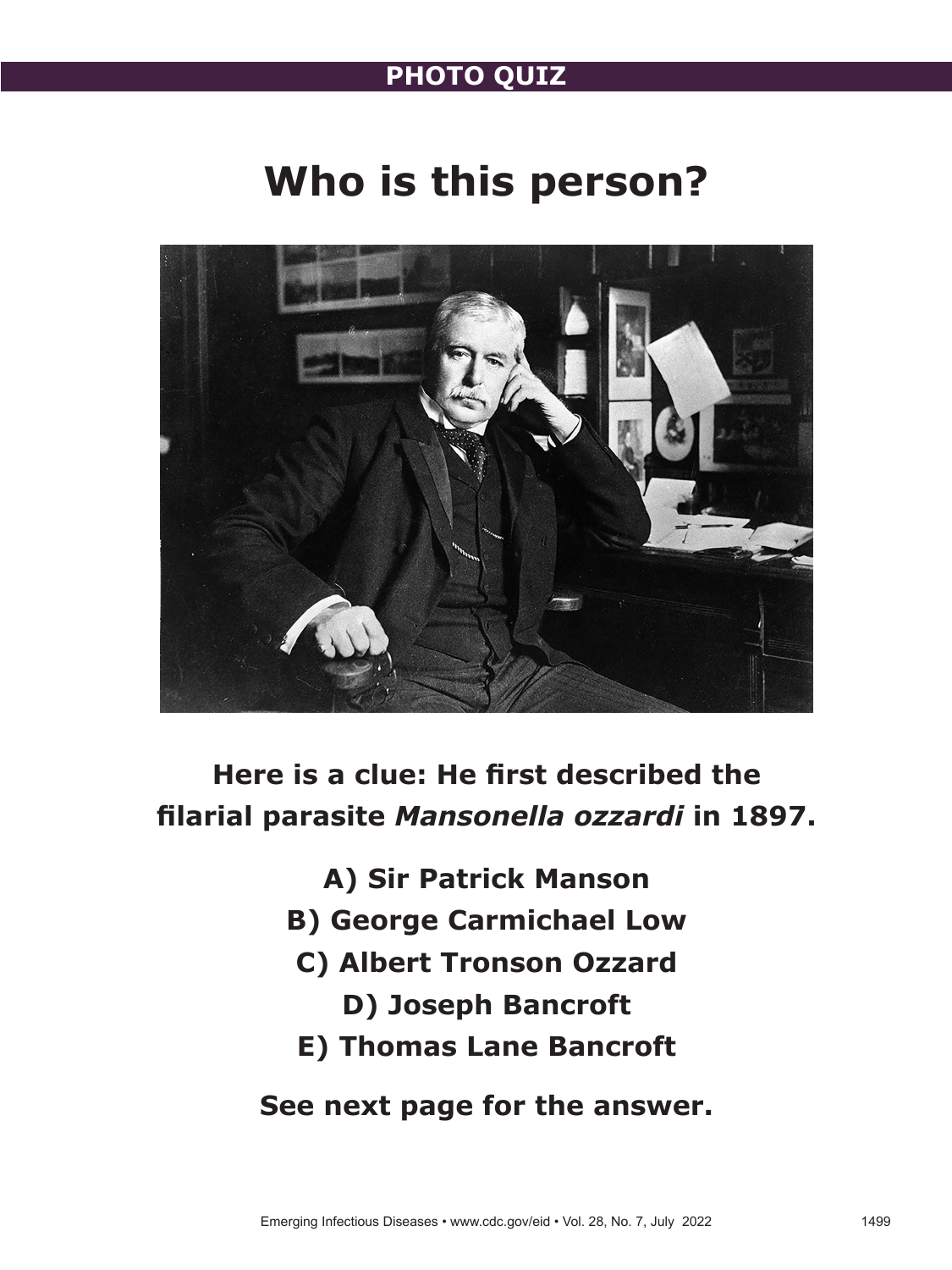# PHOTO QUIZ

## Who is this person?

**Here is a clue: He first described the filarial parasite *Mansonella ozzardi* in 1897.**

**A) Sir Patrick Manson**

**B) George Carmichael Low**

**C) Albert Tronson Ozzard**

**D) Joseph Bancroft**

**E) Thomas Lane Bancroft**

**See next page for the answer.**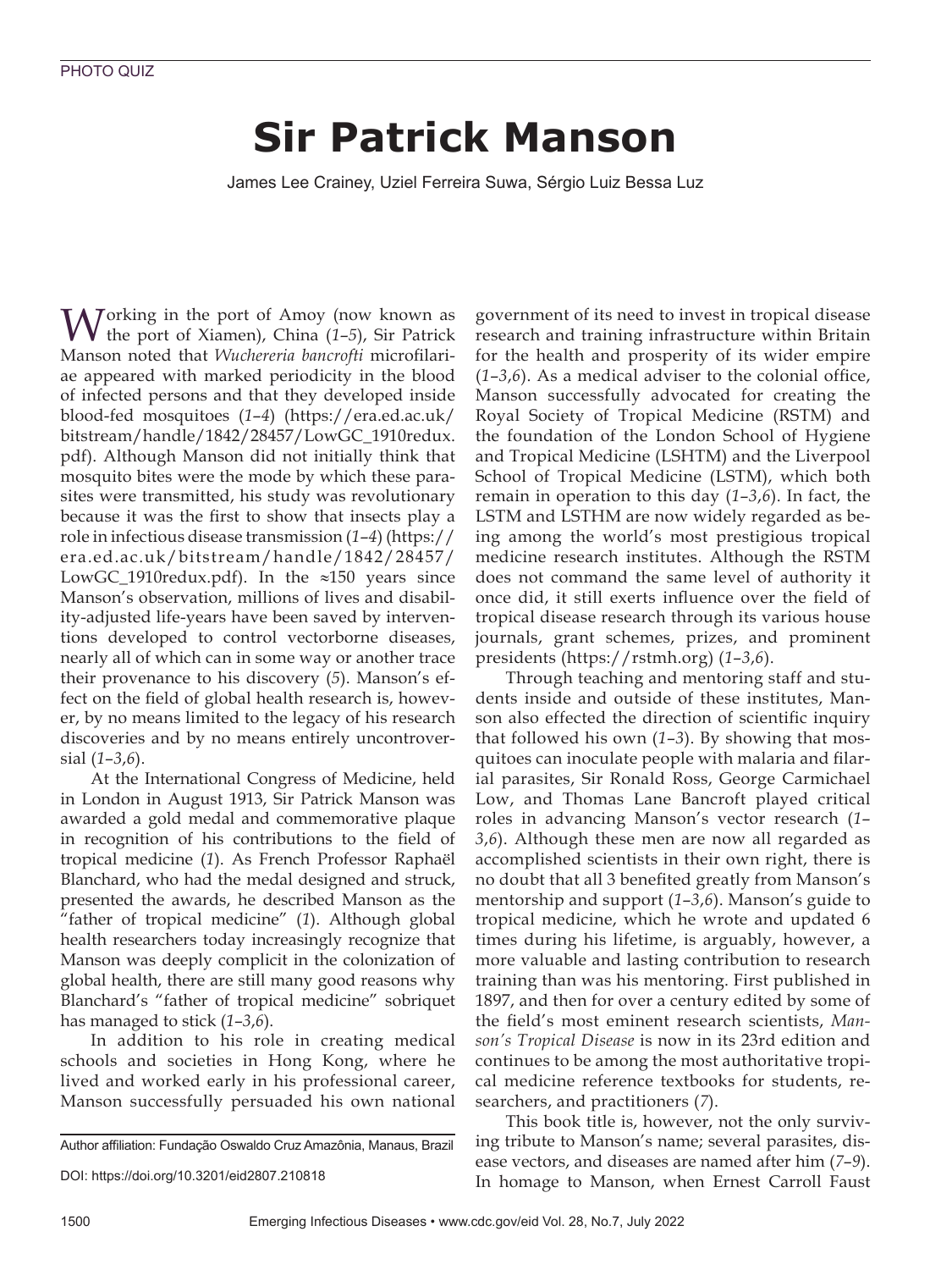PHOTO QUIZ

# Sir Patrick Manson

James Lee Crainey, Uziel Ferreira Suwa, Sérgio Luiz Bessa Luz

Working in the port of Amoy (now known as the port of Xiamen), China (*1*–*5*), Sir Patrick Manson noted that *Wuchereria bancrofti* microfilariae appeared with marked periodicity in the blood of infected persons and that they developed inside blood-fed mosquitoes (*1*–*4*) (https://era.ed.ac.uk/bitstream/handle/1842/28457/LowGC_1910redux.pdf). Although Manson did not initially think that mosquito bites were the mode by which these parasites were transmitted, his study was revolutionary because it was the first to show that insects play a role in infectious disease transmission (*1*–*4*) (https://era.ed.ac.uk/bitstream/handle/1842/28457/LowGC_1910redux.pdf). In the ≈150 years since Manson's observation, millions of lives and disability-adjusted life-years have been saved by interventions developed to control vectorborne diseases, nearly all of which can in some way or another trace their provenance to his discovery (*5*). Manson's effect on the field of global health research is, however, by no means limited to the legacy of his research discoveries and by no means entirely uncontroversial (*1*–*3*,*6*).

At the International Congress of Medicine, held in London in August 1913, Sir Patrick Manson was awarded a gold medal and commemorative plaque in recognition of his contributions to the field of tropical medicine (*1*). As French Professor Raphaël Blanchard, who had the medal designed and struck, presented the awards, he described Manson as the "father of tropical medicine" (*1*). Although global health researchers today increasingly recognize that Manson was deeply complicit in the colonization of global health, there are still many good reasons why Blanchard's "father of tropical medicine" sobriquet has managed to stick (*1*–*3*,*6*).

In addition to his role in creating medical schools and societies in Hong Kong, where he lived and worked early in his professional career, Manson successfully persuaded his own national government of its need to invest in tropical disease research and training infrastructure within Britain for the health and prosperity of its wider empire (*1*–*3*,*6*). As a medical adviser to the colonial office, Manson successfully advocated for creating the Royal Society of Tropical Medicine (RSTM) and the foundation of the London School of Hygiene and Tropical Medicine (LSHTM) and the Liverpool School of Tropical Medicine (LSTM), which both remain in operation to this day (*1*–*3*,*6*). In fact, the LSTM and LSTHM are now widely regarded as being among the world's most prestigious tropical medicine research institutes. Although the RSTM does not command the same level of authority it once did, it still exerts influence over the field of tropical disease research through its various house journals, grant schemes, prizes, and prominent presidents (https://rstmh.org) (*1*–*3*,*6*).

Through teaching and mentoring staff and students inside and outside of these institutes, Manson also effected the direction of scientific inquiry that followed his own (*1*–*3*). By showing that mosquitoes can inoculate people with malaria and filarial parasites, Sir Ronald Ross, George Carmichael Low, and Thomas Lane Bancroft played critical roles in advancing Manson's vector research (*1*–*3*,*6*). Although these men are now all regarded as accomplished scientists in their own right, there is no doubt that all 3 benefited greatly from Manson's mentorship and support (*1*–*3*,*6*). Manson's guide to tropical medicine, which he wrote and updated 6 times during his lifetime, is arguably, however, a more valuable and lasting contribution to research training than was his mentoring. First published in 1897, and then for over a century edited by some of the field's most eminent research scientists, *Manson's Tropical Disease* is now in its 23rd edition and continues to be among the most authoritative tropical medicine reference textbooks for students, researchers, and practitioners (*7*).

This book title is, however, not the only surviving tribute to Manson's name; several parasites, disease vectors, and diseases are named after him (*7*–*9*). In homage to Manson, when Ernest Carroll Faust

Author affiliation: Fundação Oswaldo Cruz Amazônia, Manaus, Brazil

DOI: https://doi.org/10.3201/eid2807.210818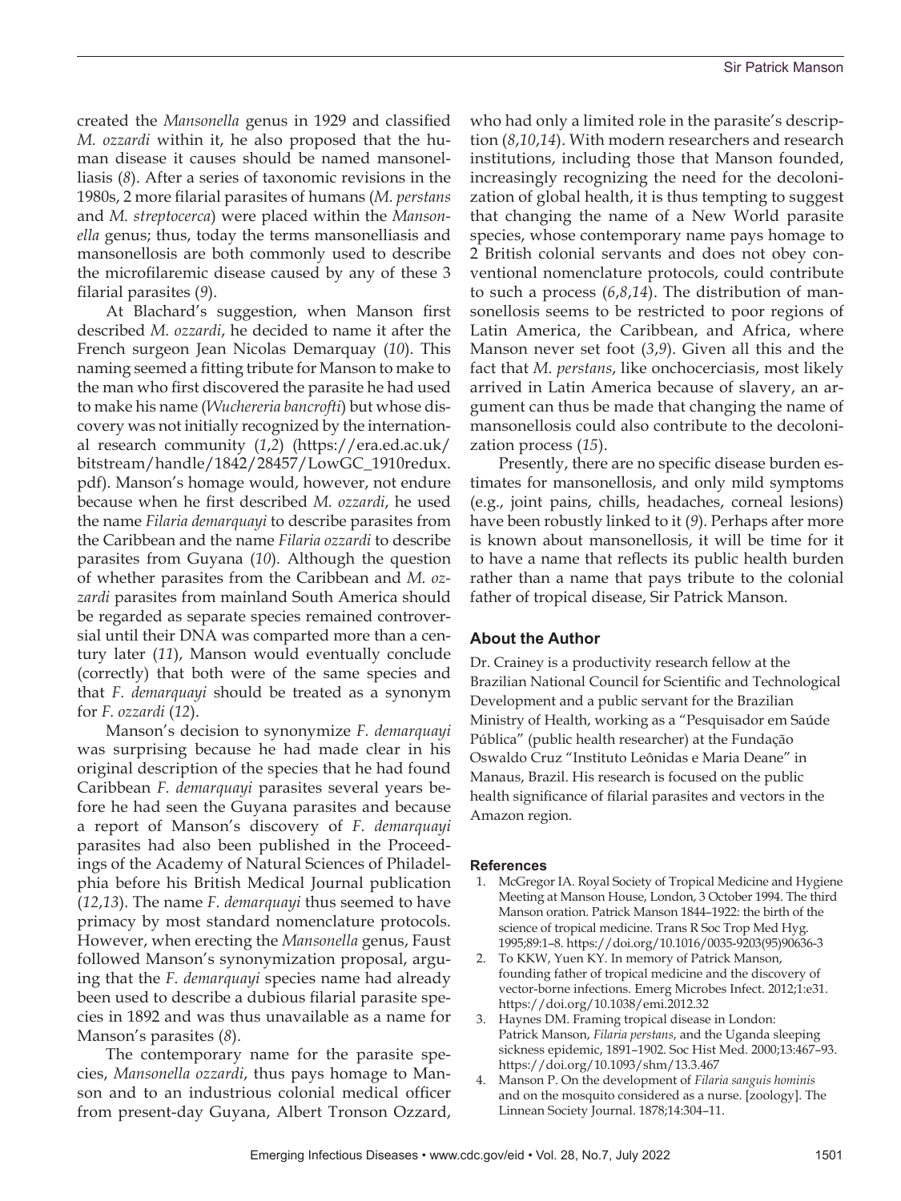created the *Mansonella* genus in 1929 and classified *M. ozzardi* within it, he also proposed that the human disease it causes should be named mansonelliasis (*8*). After a series of taxonomic revisions in the 1980s, 2 more filarial parasites of humans (*M. perstans* and *M. streptocerca*) were placed within the *Mansonella* genus; thus, today the terms mansonelliasis and mansonellosis are both commonly used to describe the microfilaremic disease caused by any of these 3 filarial parasites (*9*).

At Blachard's suggestion, when Manson first described *M. ozzardi*, he decided to name it after the French surgeon Jean Nicolas Demarquay (*10*). This naming seemed a fitting tribute for Manson to make to the man who first discovered the parasite he had used to make his name (*Wuchereria bancrofti*) but whose discovery was not initially recognized by the international research community (*1*,*2*) (https://era.ed.ac.uk/bitstream/handle/1842/28457/LowGC_1910redux.pdf). Manson's homage would, however, not endure because when he first described *M. ozzardi*, he used the name *Filaria demarquayi* to describe parasites from the Caribbean and the name *Filaria ozzardi* to describe parasites from Guyana (*10*). Although the question of whether parasites from the Caribbean and *M. ozzardi* parasites from mainland South America should be regarded as separate species remained controversial until their DNA was comparted more than a century later (*11*), Manson would eventually conclude (correctly) that both were of the same species and that *F. demarquayi* should be treated as a synonym for *F. ozzardi* (*12*).

Manson's decision to synonymize *F. demarquayi* was surprising because he had made clear in his original description of the species that he had found Caribbean *F. demarquayi* parasites several years before he had seen the Guyana parasites and because a report of Manson's discovery of *F. demarquayi* parasites had also been published in the Proceedings of the Academy of Natural Sciences of Philadelphia before his British Medical Journal publication (*12*,*13*). The name *F. demarquayi* thus seemed to have primacy by most standard nomenclature protocols. However, when erecting the *Mansonella* genus, Faust followed Manson's synonymization proposal, arguing that the *F. demarquayi* species name had already been used to describe a dubious filarial parasite species in 1892 and was thus unavailable as a name for Manson's parasites (*8*).

The contemporary name for the parasite species, *Mansonella ozzardi*, thus pays homage to Manson and to an industrious colonial medical officer from present-day Guyana, Albert Tronson Ozzard, who had only a limited role in the parasite's description (*8*,*10*,*14*). With modern researchers and research institutions, including those that Manson founded, increasingly recognizing the need for the decolonization of global health, it is thus tempting to suggest that changing the name of a New World parasite species, whose contemporary name pays homage to 2 British colonial servants and does not obey conventional nomenclature protocols, could contribute to such a process (*6*,*8*,*14*). The distribution of mansonellosis seems to be restricted to poor regions of Latin America, the Caribbean, and Africa, where Manson never set foot (*3*,*9*). Given all this and the fact that *M. perstans*, like onchocerciasis, most likely arrived in Latin America because of slavery, an argument can thus be made that changing the name of mansonellosis could also contribute to the decolonization process (*15*).

Presently, there are no specific disease burden estimates for mansonellosis, and only mild symptoms (e.g., joint pains, chills, headaches, corneal lesions) have been robustly linked to it (*9*). Perhaps after more is known about mansonellosis, it will be time for it to have a name that reflects its public health burden rather than a name that pays tribute to the colonial father of tropical disease, Sir Patrick Manson.

## About the Author

Dr. Crainey is a productivity research fellow at the Brazilian National Council for Scientific and Technological Development and a public servant for the Brazilian Ministry of Health, working as a "Pesquisador em Saúde Pública" (public health researcher) at the Fundação Oswaldo Cruz "Instituto Leônidas e Maria Deane" in Manaus, Brazil. His research is focused on the public health significance of filarial parasites and vectors in the Amazon region.

## References

1. McGregor IA. Royal Society of Tropical Medicine and Hygiene Meeting at Manson House, London, 3 October 1994. The third Manson oration. Patrick Manson 1844–1922: the birth of the science of tropical medicine. Trans R Soc Trop Med Hyg. 1995;89:1–8. https://doi.org/10.1016/0035-9203(95)90636-3
2. To KKW, Yuen KY. In memory of Patrick Manson, founding father of tropical medicine and the discovery of vector-borne infections. Emerg Microbes Infect. 2012;1:e31. https://doi.org/10.1038/emi.2012.32
3. Haynes DM. Framing tropical disease in London: Patrick Manson, *Filaria perstans*, and the Uganda sleeping sickness epidemic, 1891–1902. Soc Hist Med. 2000;13:467–93. https://doi.org/10.1093/shm/13.3.467
4. Manson P. On the development of *Filaria sanguis hominis* and on the mosquito considered as a nurse. [zoology]. The Linnean Society Journal. 1878;14:304–11.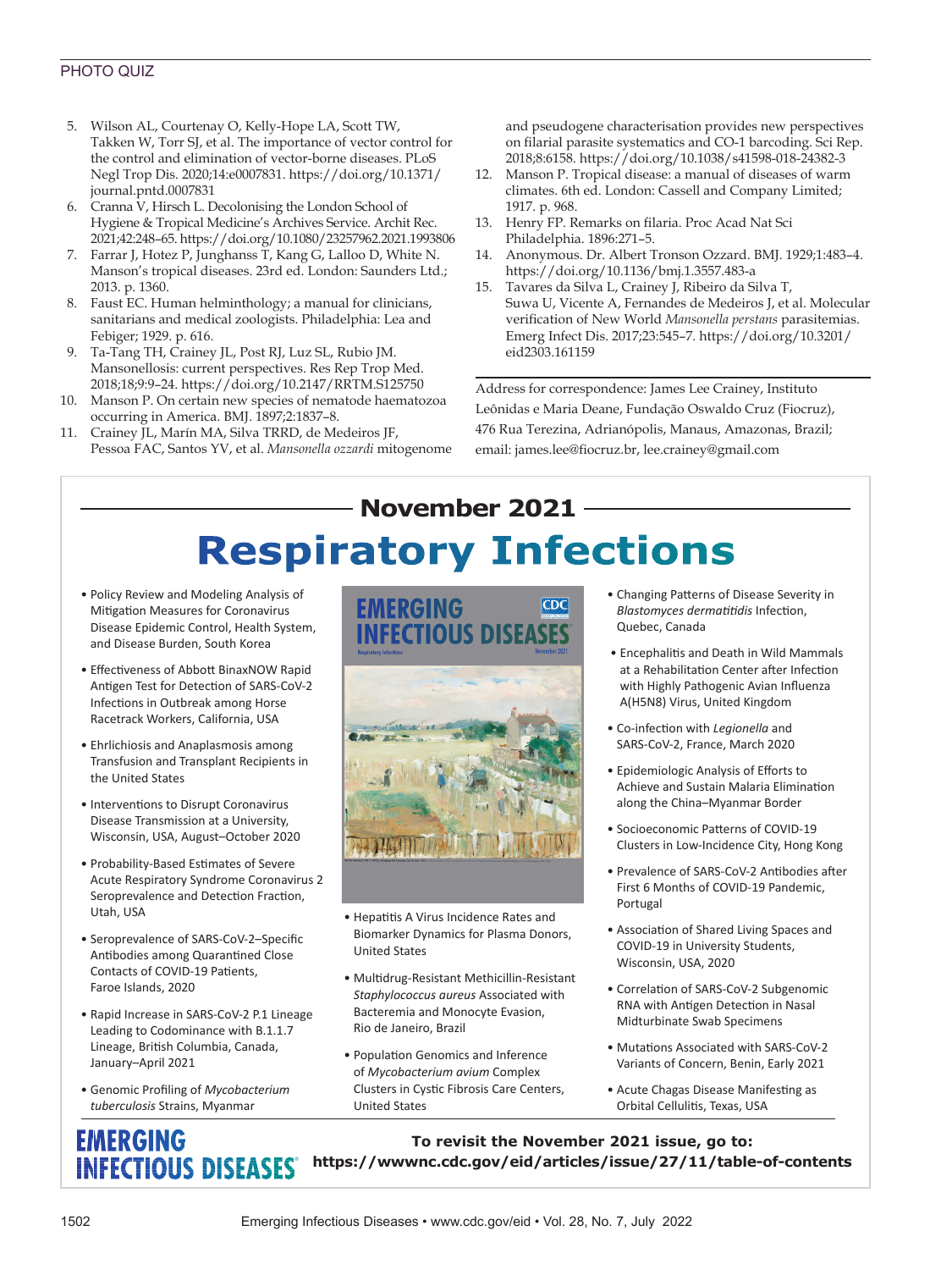5. Wilson AL, Courtenay O, Kelly-Hope LA, Scott TW, Takken W, Torr SJ, et al. The importance of vector control for the control and elimination of vector-borne diseases. PLoS Negl Trop Dis. 2020;14:e0007831. https://doi.org/10.1371/journal.pntd.0007831
6. Cranna V, Hirsch L. Decolonising the London School of Hygiene & Tropical Medicine's Archives Service. Archit Rec. 2021;42:248–65. https://doi.org/10.1080/23257962.2021.1993806
7. Farrar J, Hotez P, Junghanss T, Kang G, Lalloo D, White N. Manson's tropical diseases. 23rd ed. London: Saunders Ltd.; 2013. p. 1360.
8. Faust EC. Human helminthology; a manual for clinicians, sanitarians and medical zoologists. Philadelphia: Lea and Febiger; 1929. p. 616.
9. Ta-Tang TH, Crainey JL, Post RJ, Luz SL, Rubio JM. Mansonellosis: current perspectives. Res Rep Trop Med. 2018;18;9:9–24. https://doi.org/10.2147/RRTM.S125750
10. Manson P. On certain new species of nematode haematozoa occurring in America. BMJ. 1897;2:1837–8.
11. Crainey JL, Marín MA, Silva TRRD, de Medeiros JF, Pessoa FAC, Santos YV, et al. *Mansonella ozzardi* mitogenome and pseudogene characterisation provides new perspectives on filarial parasite systematics and CO-1 barcoding. Sci Rep. 2018;8:6158. https://doi.org/10.1038/s41598-018-24382-3
12. Manson P. Tropical disease: a manual of diseases of warm climates. 6th ed. London: Cassell and Company Limited; 1917. p. 968.
13. Henry FP. Remarks on filaria. Proc Acad Nat Sci Philadelphia. 1896:271–5.
14. Anonymous. Dr. Albert Tronson Ozzard. BMJ. 1929;1:483–4. https://doi.org/10.1136/bmj.1.3557.483-a
15. Tavares da Silva L, Crainey J, Ribeiro da Silva T, Suwa U, Vicente A, Fernandes de Medeiros J, et al. Molecular verification of New World *Mansonella perstans* parasitemias. Emerg Infect Dis. 2017;23:545–7. https://doi.org/10.3201/eid2303.161159

Address for correspondence: James Lee Crainey, Instituto Leônidas e Maria Deane, Fundação Oswaldo Cruz (Fiocruz), 476 Rua Terezina, Adrianópolis, Manaus, Amazonas, Brazil; email: james.lee@fiocruz.br, lee.crainey@gmail.com

## November 2021

# Respiratory Infections

- Policy Review and Modeling Analysis of Mitigation Measures for Coronavirus Disease Epidemic Control, Health System, and Disease Burden, South Korea
- Effectiveness of Abbott BinaxNOW Rapid Antigen Test for Detection of SARS-CoV-2 Infections in Outbreak among Horse Racetrack Workers, California, USA
- Ehrlichiosis and Anaplasmosis among Transfusion and Transplant Recipients in the United States
- Interventions to Disrupt Coronavirus Disease Transmission at a University, Wisconsin, USA, August–October 2020
- Probability-Based Estimates of Severe Acute Respiratory Syndrome Coronavirus 2 Seroprevalence and Detection Fraction, Utah, USA
- Seroprevalence of SARS-CoV-2–Specific Antibodies among Quarantined Close Contacts of COVID-19 Patients, Faroe Islands, 2020
- Rapid Increase in SARS-CoV-2 P.1 Lineage Leading to Codominance with B.1.1.7 Lineage, British Columbia, Canada, January–April 2021
- Genomic Profiling of *Mycobacterium tuberculosis* Strains, Myanmar
- Hepatitis A Virus Incidence Rates and Biomarker Dynamics for Plasma Donors, United States
- Multidrug-Resistant Methicillin-Resistant *Staphylococcus aureus* Associated with Bacteremia and Monocyte Evasion, Rio de Janeiro, Brazil
- Population Genomics and Inference of *Mycobacterium avium* Complex Clusters in Cystic Fibrosis Care Centers, United States
- Changing Patterns of Disease Severity in *Blastomyces dermatitidis* Infection, Quebec, Canada
- Encephalitis and Death in Wild Mammals at a Rehabilitation Center after Infection with Highly Pathogenic Avian Influenza A(H5N8) Virus, United Kingdom
- Co-infection with *Legionella* and SARS-CoV-2, France, March 2020
- Epidemiologic Analysis of Efforts to Achieve and Sustain Malaria Elimination along the China–Myanmar Border
- Socioeconomic Patterns of COVID-19 Clusters in Low-Incidence City, Hong Kong
- Prevalence of SARS-CoV-2 Antibodies after First 6 Months of COVID-19 Pandemic, Portugal
- Association of Shared Living Spaces and COVID-19 in University Students, Wisconsin, USA, 2020
- Correlation of SARS-CoV-2 Subgenomic RNA with Antigen Detection in Nasal Midturbinate Swab Specimens
- Mutations Associated with SARS-CoV-2 Variants of Concern, Benin, Early 2021
- Acute Chagas Disease Manifesting as Orbital Cellulitis, Texas, USA

EMERGING INFECTIOUS DISEASES

**To revisit the November 2021 issue, go to:**
**https://wwwnc.cdc.gov/eid/articles/issue/27/11/table-of-contents**